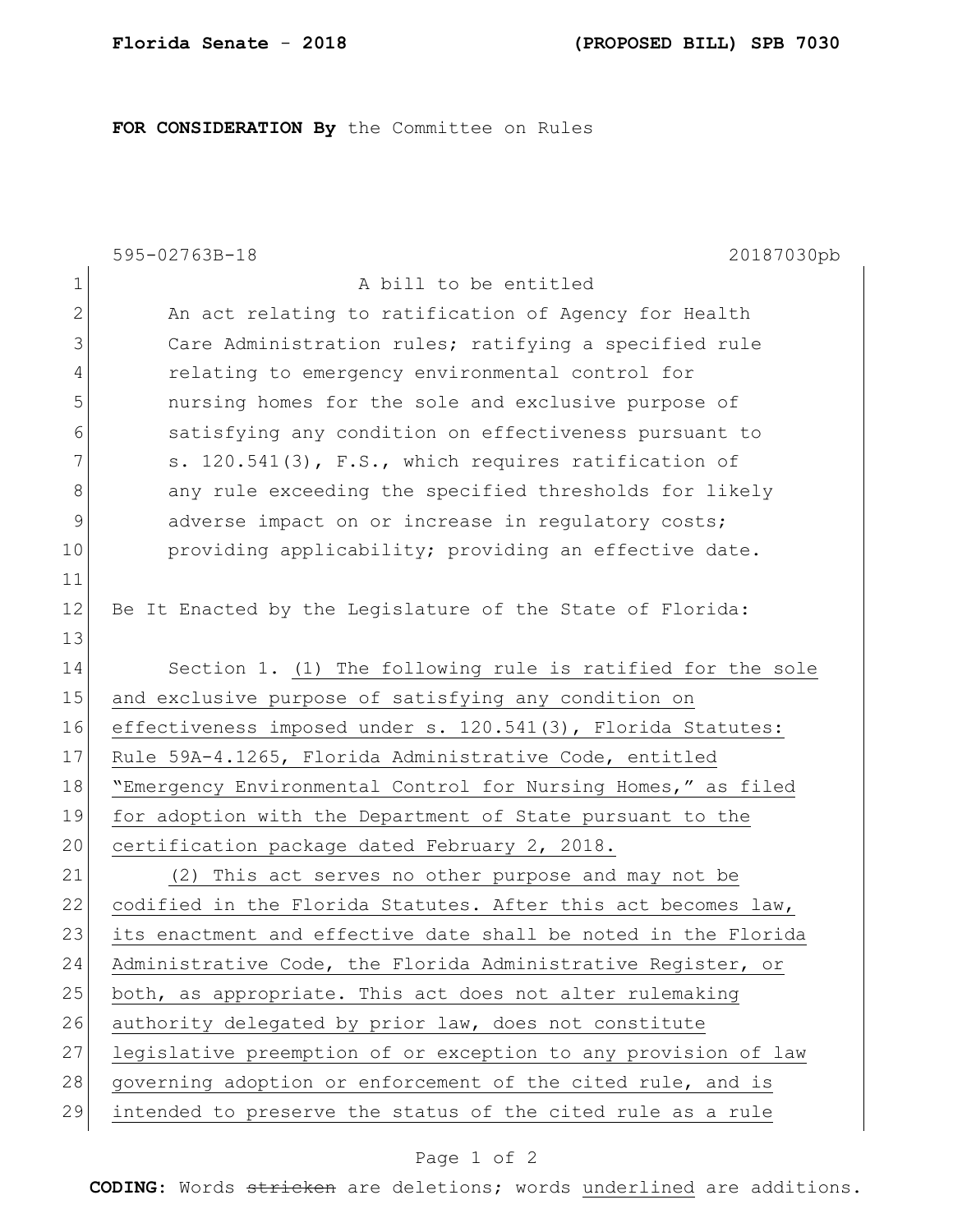**Florida Senate - 2018** **(PROPOSED BILL) SPB 7030**

**FOR CONSIDERATION By** the Committee on Rules

595-02763B-18 20187030pb

A bill to be entitled

An act relating to ratification of Agency for Health Care Administration rules; ratifying a specified rule relating to emergency environmental control for nursing homes for the sole and exclusive purpose of satisfying any condition on effectiveness pursuant to s. 120.541(3), F.S., which requires ratification of any rule exceeding the specified thresholds for likely adverse impact on or increase in regulatory costs; providing applicability; providing an effective date.

Be It Enacted by the Legislature of the State of Florida:

Section 1. (1) The following rule is ratified for the sole and exclusive purpose of satisfying any condition on effectiveness imposed under s. 120.541(3), Florida Statutes: Rule 59A-4.1265, Florida Administrative Code, entitled "Emergency Environmental Control for Nursing Homes," as filed for adoption with the Department of State pursuant to the certification package dated February 2, 2018.

(2) This act serves no other purpose and may not be codified in the Florida Statutes. After this act becomes law, its enactment and effective date shall be noted in the Florida Administrative Code, the Florida Administrative Register, or both, as appropriate. This act does not alter rulemaking authority delegated by prior law, does not constitute legislative preemption of or exception to any provision of law governing adoption or enforcement of the cited rule, and is intended to preserve the status of the cited rule as a rule

**CODING:** Words ~~stricken~~ are deletions; words underlined are additions.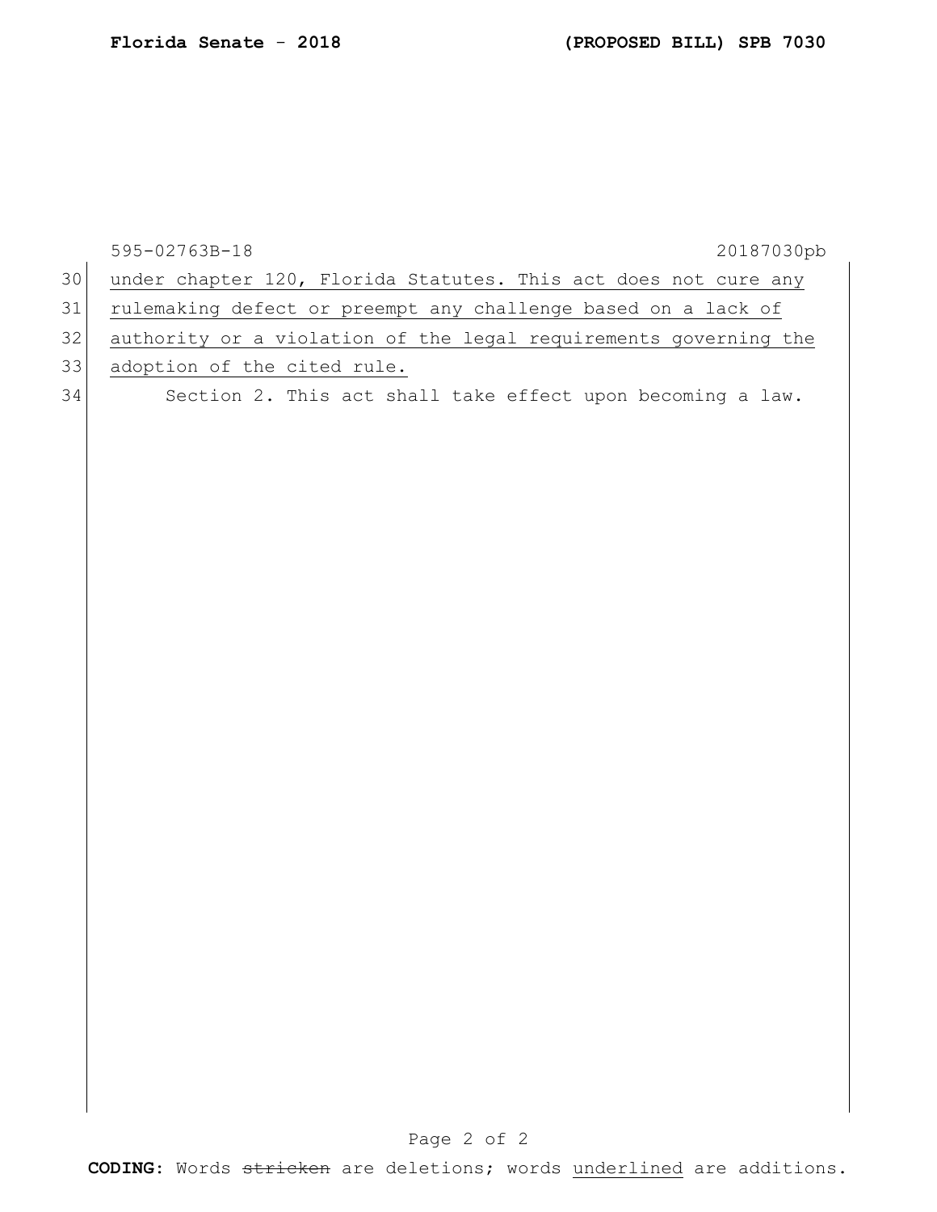595-02763B-18 20187030pb

30 under chapter 120, Florida Statutes. This act does not cure any
31 rulemaking defect or preempt any challenge based on a lack of
32 authority or a violation of the legal requirements governing the
33 adoption of the cited rule.
34 Section 2. This act shall take effect upon becoming a law.

**CODING:** Words ~~stricken~~ are deletions; words underlined are additions.